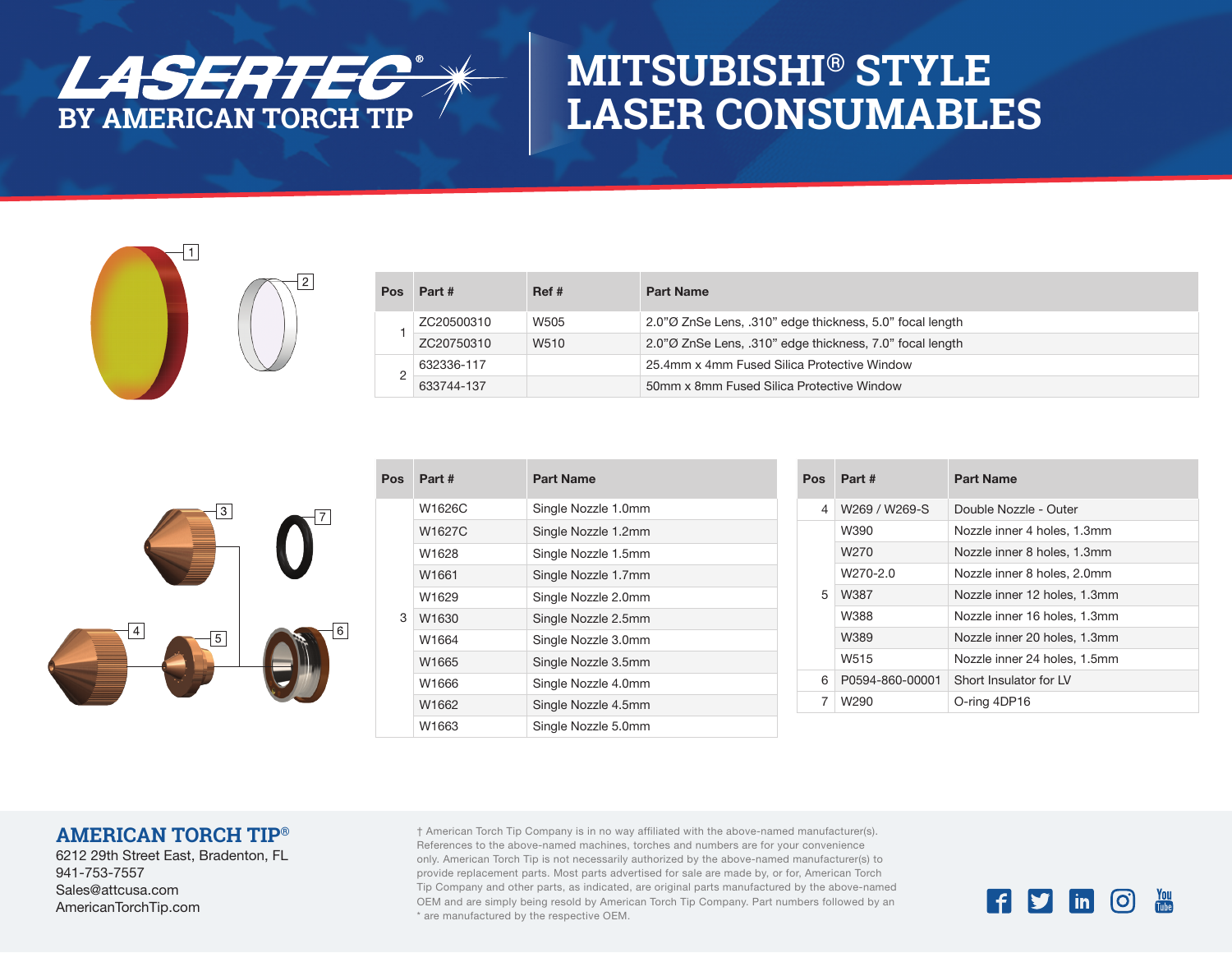# LASERTEC BY AMERICAN TORCH TIP

# MITSUBISHI® STYLE LASER CONSUMABLES

| Pos | Part # | Ref # | Part Name |
|---|---|---|---|
| 1 | ZC20500310 | W505 | 2.0"Ø ZnSe Lens, .310" edge thickness, 5.0" focal length |
| | ZC20750310 | W510 | 2.0"Ø ZnSe Lens, .310" edge thickness, 7.0" focal length |
| 2 | 632336-117 | | 25.4mm x 4mm Fused Silica Protective Window |
| | 633744-137 | | 50mm x 8mm Fused Silica Protective Window |

| Pos | Part # | Part Name |
|---|---|---|
| 3 | W1626C | Single Nozzle 1.0mm |
| | W1627C | Single Nozzle 1.2mm |
| | W1628 | Single Nozzle 1.5mm |
| | W1661 | Single Nozzle 1.7mm |
| | W1629 | Single Nozzle 2.0mm |
| | W1630 | Single Nozzle 2.5mm |
| | W1664 | Single Nozzle 3.0mm |
| | W1665 | Single Nozzle 3.5mm |
| | W1666 | Single Nozzle 4.0mm |
| | W1662 | Single Nozzle 4.5mm |
| | W1663 | Single Nozzle 5.0mm |

| Pos | Part # | Part Name |
|---|---|---|
| 4 | W269 / W269-S | Double Nozzle - Outer |
| 5 | W390 | Nozzle inner 4 holes, 1.3mm |
| | W270 | Nozzle inner 8 holes, 1.3mm |
| | W270-2.0 | Nozzle inner 8 holes, 2.0mm |
| | W387 | Nozzle inner 12 holes, 1.3mm |
| | W388 | Nozzle inner 16 holes, 1.3mm |
| | W389 | Nozzle inner 20 holes, 1.3mm |
| | W515 | Nozzle inner 24 holes, 1.5mm |
| 6 | P0594-860-00001 | Short Insulator for LV |
| 7 | W290 | O-ring 4DP16 |

**AMERICAN TORCH TIP®**
6212 29th Street East, Bradenton, FL
941-753-7557
Sales@attcusa.com
AmericanTorchTip.com

† American Torch Tip Company is in no way affiliated with the above-named manufacturer(s). References to the above-named machines, torches and numbers are for your convenience only. American Torch Tip is not necessarily authorized by the above-named manufacturer(s) to provide replacement parts. Most parts advertised for sale are made by, or for, American Torch Tip Company and other parts, as indicated, are original parts manufactured by the above-named OEM and are simply being resold by American Torch Tip Company. Part numbers followed by an * are manufactured by the respective OEM.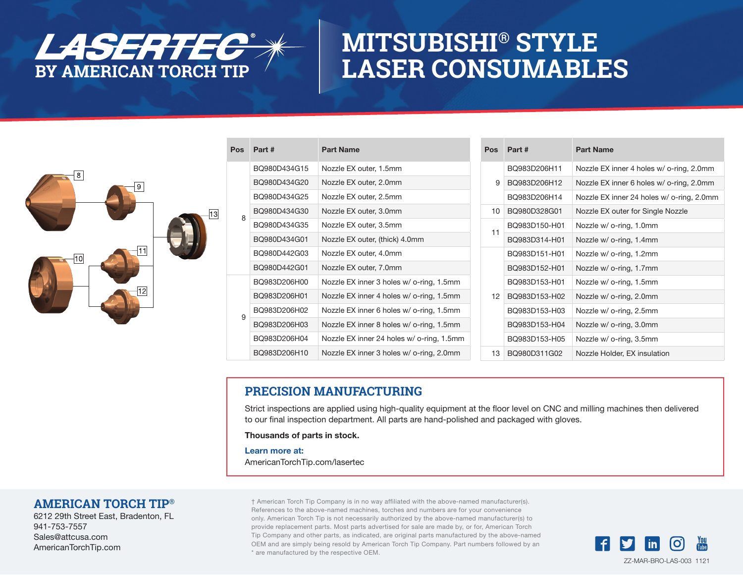# LASERTEC® BY AMERICAN TORCH TIP

# MITSUBISHI® STYLE LASER CONSUMABLES

8 9 13 10 11 12

| Pos | Part # | Part Name |
|---|---|---|
| 8 | BQ980D434G15 | Nozzle EX outer, 1.5mm |
| | BQ980D434G20 | Nozzle EX outer, 2.0mm |
| | BQ980D434G25 | Nozzle EX outer, 2.5mm |
| | BQ980D434G30 | Nozzle EX outer, 3.0mm |
| | BQ980D434G35 | Nozzle EX outer, 3.5mm |
| | BQ980D434G01 | Nozzle EX outer, (thick) 4.0mm |
| | BQ980D442G03 | Nozzle EX outer, 4.0mm |
| | BQ980D442G01 | Nozzle EX outer, 7.0mm |
| 9 | BQ983D206H00 | Nozzle EX inner 3 holes w/ o-ring, 1.5mm |
| | BQ983D206H01 | Nozzle EX inner 4 holes w/ o-ring, 1.5mm |
| | BQ983D206H02 | Nozzle EX inner 6 holes w/ o-ring, 1.5mm |
| | BQ983D206H03 | Nozzle EX inner 8 holes w/ o-ring, 1.5mm |
| | BQ983D206H04 | Nozzle EX inner 24 holes w/ o-ring, 1.5mm |
| | BQ983D206H10 | Nozzle EX inner 3 holes w/ o-ring, 2.0mm |

| Pos | Part # | Part Name |
|---|---|---|
| 9 | BQ983D206H11 | Nozzle EX inner 4 holes w/ o-ring, 2.0mm |
| | BQ983D206H12 | Nozzle EX inner 6 holes w/ o-ring, 2.0mm |
| | BQ983D206H14 | Nozzle EX inner 24 holes w/ o-ring, 2.0mm |
| 10 | BQ980D328G01 | Nozzle EX outer for Single Nozzle |
| 11 | BQ983D150-H01 | Nozzle w/ o-ring, 1.0mm |
| | BQ983D314-H01 | Nozzle w/ o-ring, 1.4mm |
| 12 | BQ983D151-H01 | Nozzle w/ o-ring, 1.2mm |
| | BQ983D152-H01 | Nozzle w/ o-ring, 1.7mm |
| | BQ983D153-H01 | Nozzle w/ o-ring, 1.5mm |
| | BQ983D153-H02 | Nozzle w/ o-ring, 2.0mm |
| | BQ983D153-H03 | Nozzle w/ o-ring, 2.5mm |
| | BQ983D153-H04 | Nozzle w/ o-ring, 3.0mm |
| | BQ983D153-H05 | Nozzle w/ o-ring, 3.5mm |
| 13 | BQ980D311G02 | Nozzle Holder, EX insulation |

## PRECISION MANUFACTURING

Strict inspections are applied using high-quality equipment at the floor level on CNC and milling machines then delivered to our final inspection department. All parts are hand-polished and packaged with gloves.

**Thousands of parts in stock.**

**Learn more at:**
AmericanTorchTip.com/lasertec

## AMERICAN TORCH TIP®

6212 29th Street East, Bradenton, FL
941-753-7557
Sales@attcusa.com
AmericanTorchTip.com

† American Torch Tip Company is in no way affiliated with the above-named manufacturer(s). References to the above-named machines, torches and numbers are for your convenience only. American Torch Tip is not necessarily authorized by the above-named manufacturer(s) to provide replacement parts. Most parts advertised for sale are made by, or for, American Torch Tip Company and other parts, as indicated, are original parts manufactured by the above-named OEM and are simply being resold by American Torch Tip Company. Part numbers followed by an * are manufactured by the respective OEM.

ZZ-MAR-BRO-LAS-003 1121